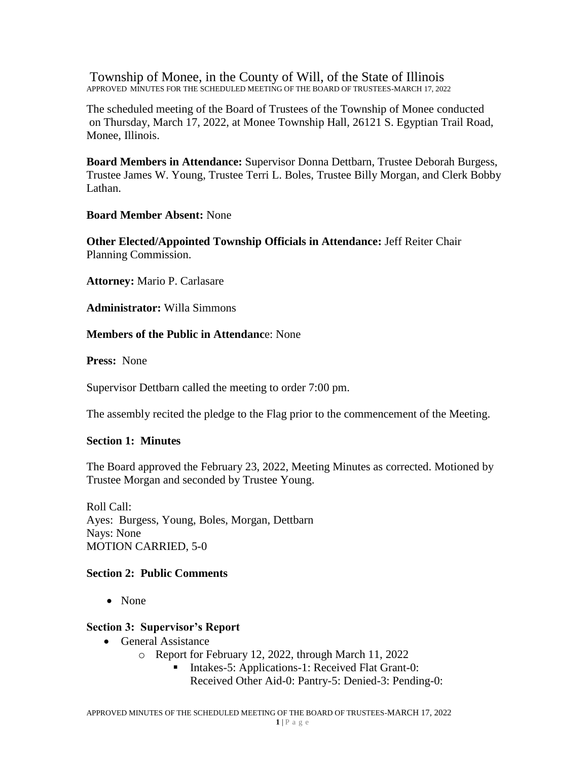# Township of Monee, in the County of Will, of the State of Illinois

APPROVED MINUTES FOR THE SCHEDULED MEETING OF THE BOARD OF TRUSTEES-MARCH 17, 2022

The scheduled meeting of the Board of Trustees of the Township of Monee conducted on Thursday, March 17, 2022, at Monee Township Hall, 26121 S. Egyptian Trail Road, Monee, Illinois.

**Board Members in Attendance:** Supervisor Donna Dettbarn, Trustee Deborah Burgess, Trustee James W. Young, Trustee Terri L. Boles, Trustee Billy Morgan, and Clerk Bobby Lathan.

**Board Member Absent:** None

**Other Elected/Appointed Township Officials in Attendance:** Jeff Reiter Chair Planning Commission.

**Attorney:** Mario P. Carlasare

**Administrator:** Willa Simmons

**Members of the Public in Attendanc**e: None

**Press:** None

Supervisor Dettbarn called the meeting to order 7:00 pm.

The assembly recited the pledge to the Flag prior to the commencement of the Meeting.

### Section 1: Minutes

The Board approved the February 23, 2022, Meeting Minutes as corrected. Motioned by Trustee Morgan and seconded by Trustee Young.

Roll Call:
Ayes: Burgess, Young, Boles, Morgan, Dettbarn
Nays: None
MOTION CARRIED, 5-0

### Section 2: Public Comments

- None

### Section 3: Supervisor's Report

- General Assistance
  - Report for February 12, 2022, through March 11, 2022
    - Intakes-5: Applications-1: Received Flat Grant-0: Received Other Aid-0: Pantry-5: Denied-3: Pending-0: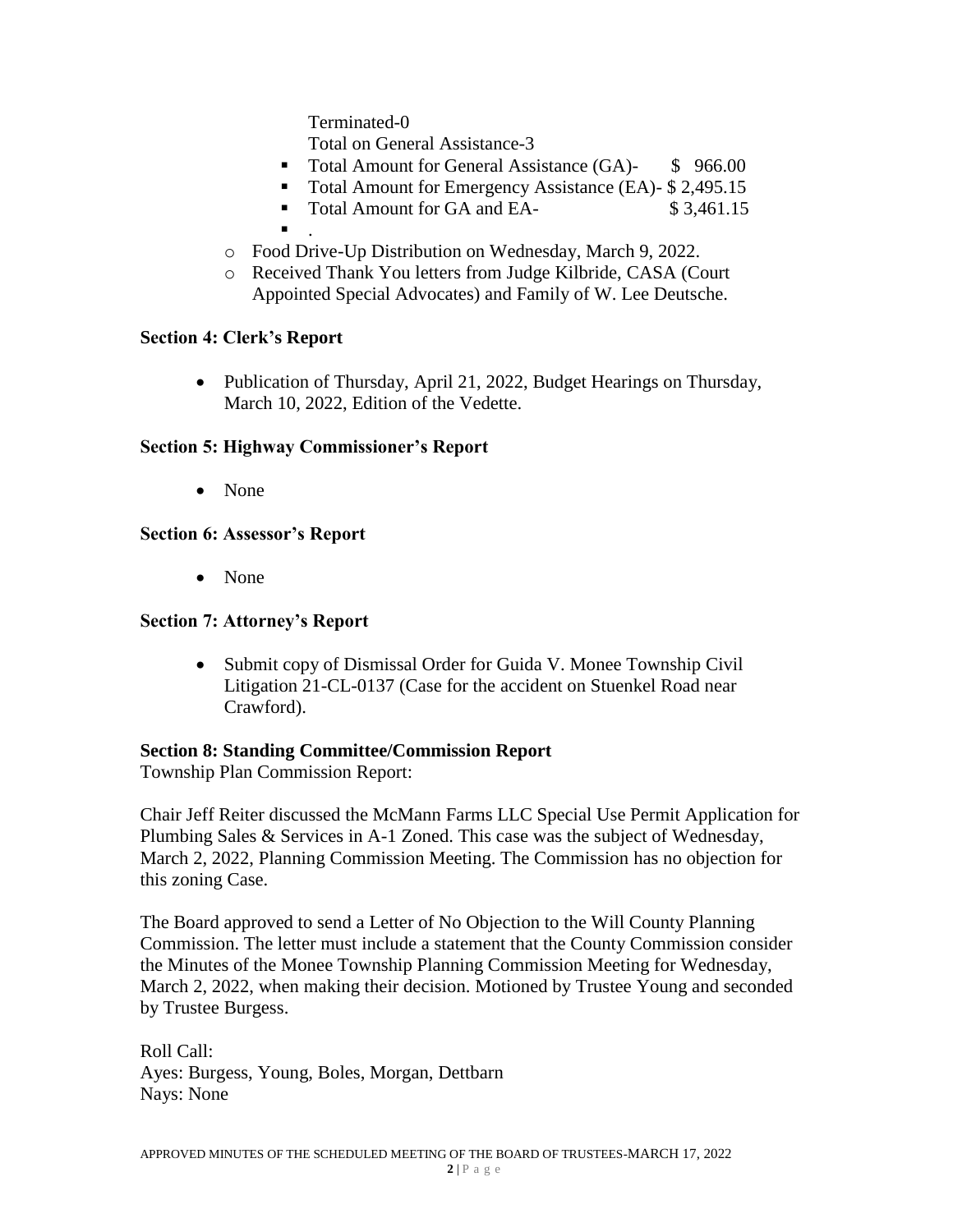Terminated-0

Total on General Assistance-3

- Total Amount for General Assistance (GA)- $ 966.00
- Total Amount for Emergency Assistance (EA)- $ 2,495.15
- Total Amount for GA and EA- $ 3,461.15
- .

- Food Drive-Up Distribution on Wednesday, March 9, 2022.
- Received Thank You letters from Judge Kilbride, CASA (Court Appointed Special Advocates) and Family of W. Lee Deutsche.

**Section 4: Clerk's Report**

- Publication of Thursday, April 21, 2022, Budget Hearings on Thursday, March 10, 2022, Edition of the Vedette.

**Section 5: Highway Commissioner's Report**

- None

**Section 6: Assessor's Report**

- None

**Section 7: Attorney's Report**

- Submit copy of Dismissal Order for Guida V. Monee Township Civil Litigation 21-CL-0137 (Case for the accident on Stuenkel Road near Crawford).

**Section 8: Standing Committee/Commission Report**

Township Plan Commission Report:

Chair Jeff Reiter discussed the McMann Farms LLC Special Use Permit Application for Plumbing Sales & Services in A-1 Zoned. This case was the subject of Wednesday, March 2, 2022, Planning Commission Meeting. The Commission has no objection for this zoning Case.

The Board approved to send a Letter of No Objection to the Will County Planning Commission. The letter must include a statement that the County Commission consider the Minutes of the Monee Township Planning Commission Meeting for Wednesday, March 2, 2022, when making their decision. Motioned by Trustee Young and seconded by Trustee Burgess.

Roll Call:
Ayes: Burgess, Young, Boles, Morgan, Dettbarn
Nays: None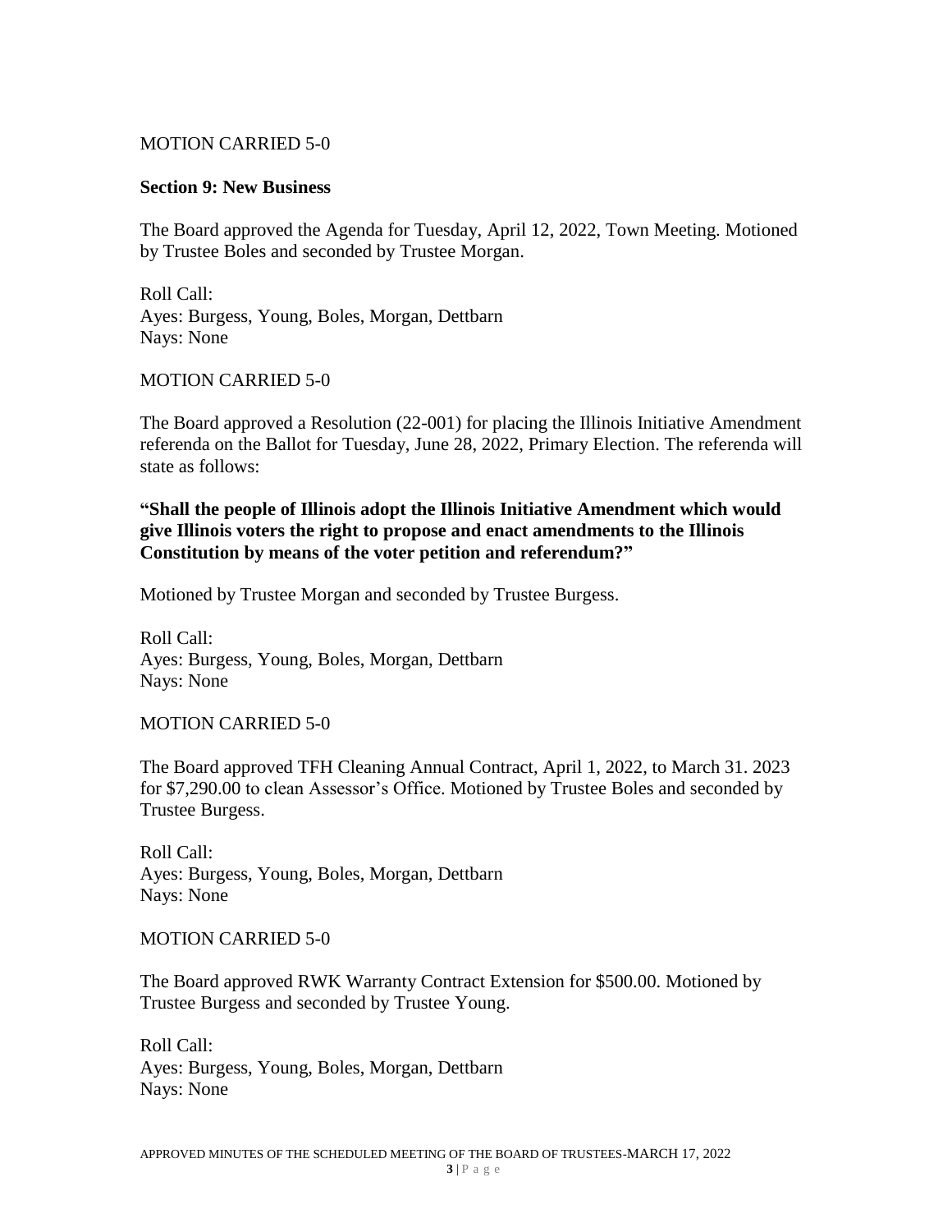MOTION CARRIED 5-0

**Section 9: New Business**

The Board approved the Agenda for Tuesday, April 12, 2022, Town Meeting. Motioned by Trustee Boles and seconded by Trustee Morgan.

Roll Call:
Ayes: Burgess, Young, Boles, Morgan, Dettbarn
Nays: None

MOTION CARRIED 5-0

The Board approved a Resolution (22-001) for placing the Illinois Initiative Amendment referenda on the Ballot for Tuesday, June 28, 2022, Primary Election. The referenda will state as follows:

**"Shall the people of Illinois adopt the Illinois Initiative Amendment which would give Illinois voters the right to propose and enact amendments to the Illinois Constitution by means of the voter petition and referendum?"**

Motioned by Trustee Morgan and seconded by Trustee Burgess.

Roll Call:
Ayes: Burgess, Young, Boles, Morgan, Dettbarn
Nays: None

MOTION CARRIED 5-0

The Board approved TFH Cleaning Annual Contract, April 1, 2022, to March 31. 2023 for $7,290.00 to clean Assessor's Office. Motioned by Trustee Boles and seconded by Trustee Burgess.

Roll Call:
Ayes: Burgess, Young, Boles, Morgan, Dettbarn
Nays: None

MOTION CARRIED 5-0

The Board approved RWK Warranty Contract Extension for $500.00. Motioned by Trustee Burgess and seconded by Trustee Young.

Roll Call:
Ayes: Burgess, Young, Boles, Morgan, Dettbarn
Nays: None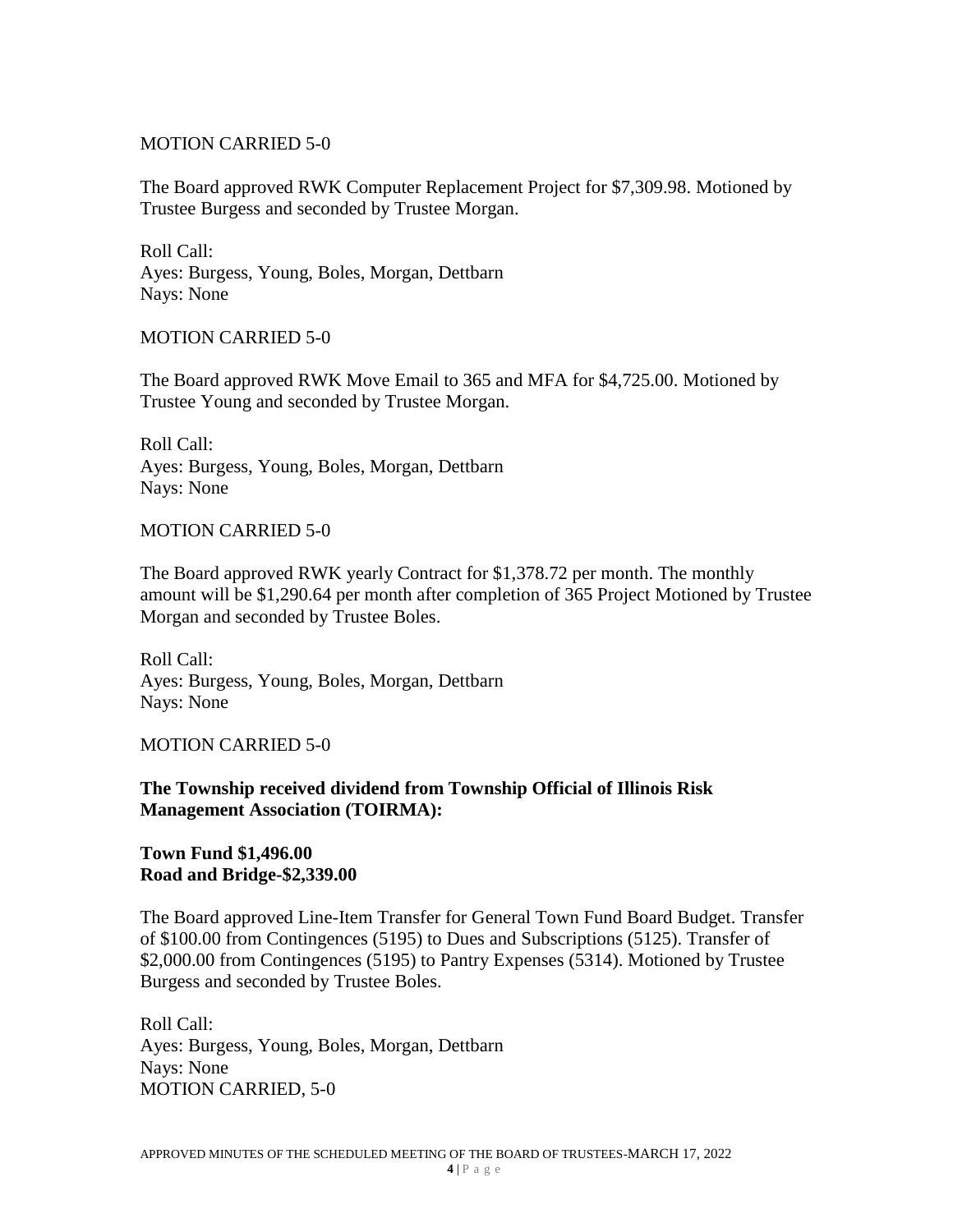MOTION CARRIED 5-0

The Board approved RWK Computer Replacement Project for $7,309.98. Motioned by Trustee Burgess and seconded by Trustee Morgan.

Roll Call:
Ayes: Burgess, Young, Boles, Morgan, Dettbarn
Nays: None

MOTION CARRIED 5-0

The Board approved RWK Move Email to 365 and MFA for $4,725.00. Motioned by Trustee Young and seconded by Trustee Morgan.

Roll Call:
Ayes: Burgess, Young, Boles, Morgan, Dettbarn
Nays: None

MOTION CARRIED 5-0

The Board approved RWK yearly Contract for $1,378.72 per month. The monthly amount will be $1,290.64 per month after completion of 365 Project Motioned by Trustee Morgan and seconded by Trustee Boles.

Roll Call:
Ayes: Burgess, Young, Boles, Morgan, Dettbarn
Nays: None

MOTION CARRIED 5-0

**The Township received dividend from Township Official of Illinois Risk Management Association (TOIRMA):**

**Town Fund $1,496.00**
**Road and Bridge-$2,339.00**

The Board approved Line-Item Transfer for General Town Fund Board Budget. Transfer of $100.00 from Contingences (5195) to Dues and Subscriptions (5125). Transfer of $2,000.00 from Contingences (5195) to Pantry Expenses (5314). Motioned by Trustee Burgess and seconded by Trustee Boles.

Roll Call:
Ayes: Burgess, Young, Boles, Morgan, Dettbarn
Nays: None
MOTION CARRIED, 5-0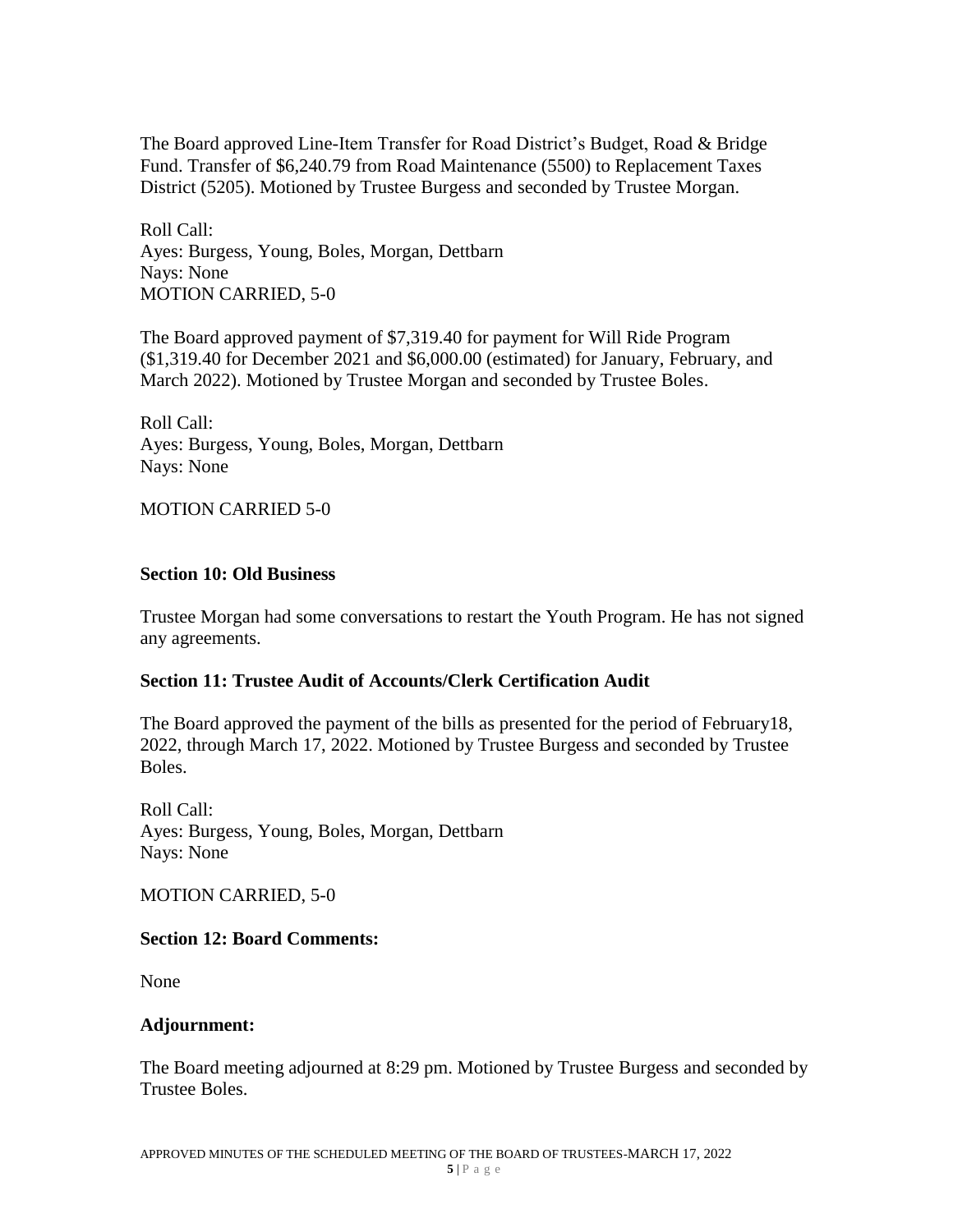The Board approved Line-Item Transfer for Road District's Budget, Road & Bridge Fund. Transfer of $6,240.79 from Road Maintenance (5500) to Replacement Taxes District (5205). Motioned by Trustee Burgess and seconded by Trustee Morgan.

Roll Call:
Ayes: Burgess, Young, Boles, Morgan, Dettbarn
Nays: None
MOTION CARRIED, 5-0

The Board approved payment of $7,319.40 for payment for Will Ride Program ($1,319.40 for December 2021 and $6,000.00 (estimated) for January, February, and March 2022). Motioned by Trustee Morgan and seconded by Trustee Boles.

Roll Call:
Ayes: Burgess, Young, Boles, Morgan, Dettbarn
Nays: None

MOTION CARRIED 5-0

**Section 10: Old Business**

Trustee Morgan had some conversations to restart the Youth Program. He has not signed any agreements.

**Section 11: Trustee Audit of Accounts/Clerk Certification Audit**

The Board approved the payment of the bills as presented for the period of February18, 2022, through March 17, 2022. Motioned by Trustee Burgess and seconded by Trustee Boles.

Roll Call:
Ayes: Burgess, Young, Boles, Morgan, Dettbarn
Nays: None

MOTION CARRIED, 5-0

**Section 12: Board Comments:**

None

**Adjournment:**

The Board meeting adjourned at 8:29 pm. Motioned by Trustee Burgess and seconded by Trustee Boles.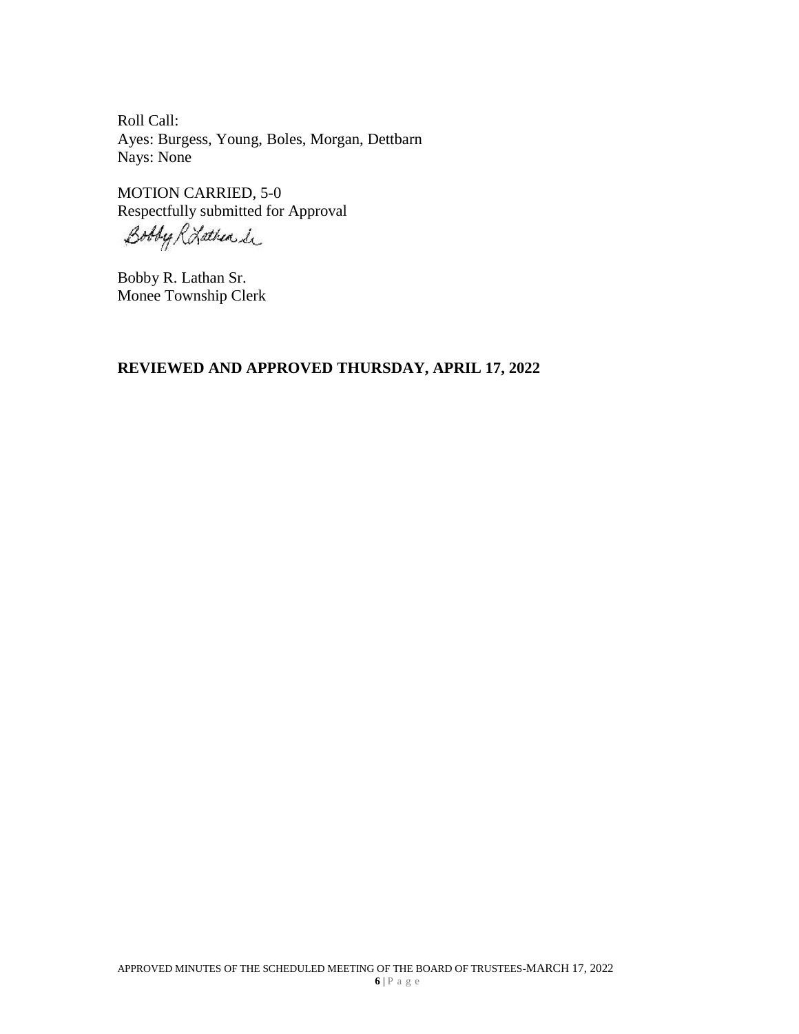Roll Call:
Ayes: Burgess, Young, Boles, Morgan, Dettbarn
Nays: None

MOTION CARRIED, 5-0
Respectfully submitted for Approval

Bobby R. Lathan Sr.
Monee Township Clerk

**REVIEWED AND APPROVED THURSDAY, APRIL 17, 2022**